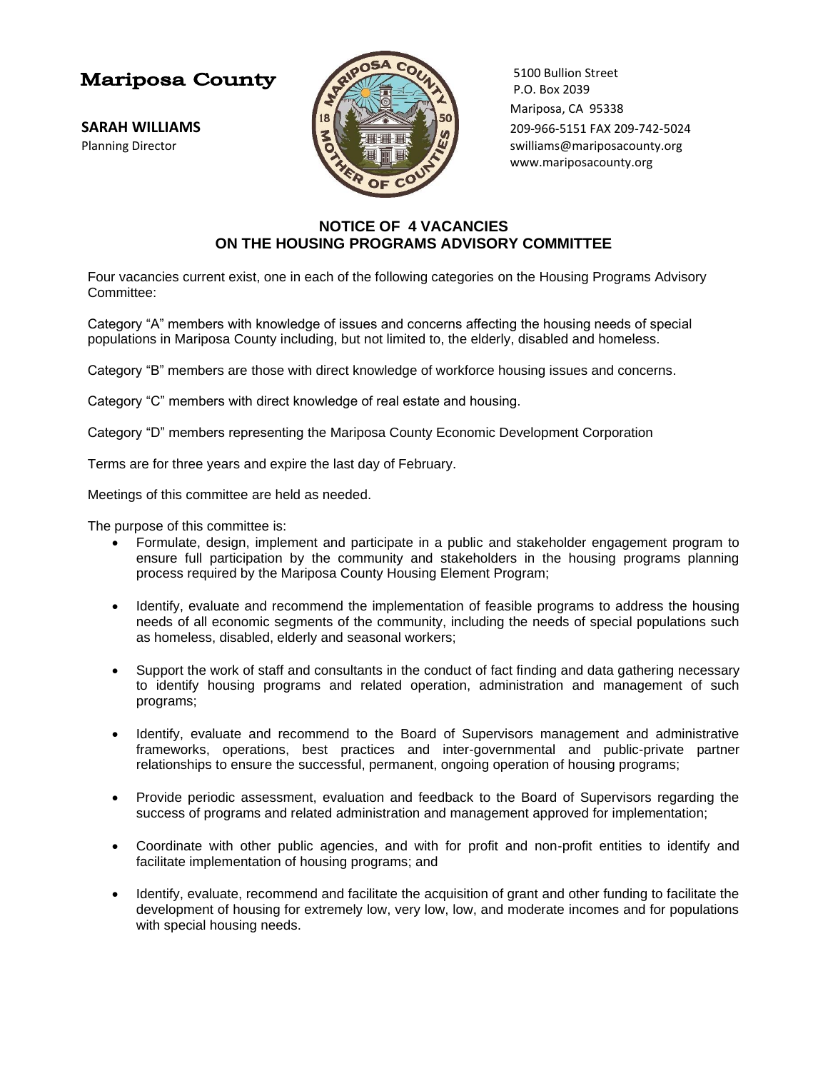**Mariposa County**

**SARAH WILLIAMS**
Planning Director

5100 Bullion Street
P.O. Box 2039
Mariposa, CA 95338
209-966-5151 FAX 209-742-5024
swilliams@mariposacounty.org
www.mariposacounty.org

## NOTICE OF 4 VACANCIES ON THE HOUSING PROGRAMS ADVISORY COMMITTEE

Four vacancies current exist, one in each of the following categories on the Housing Programs Advisory Committee:

Category "A" members with knowledge of issues and concerns affecting the housing needs of special populations in Mariposa County including, but not limited to, the elderly, disabled and homeless.

Category "B" members are those with direct knowledge of workforce housing issues and concerns.

Category "C" members with direct knowledge of real estate and housing.

Category "D" members representing the Mariposa County Economic Development Corporation

Terms are for three years and expire the last day of February.

Meetings of this committee are held as needed.

The purpose of this committee is:

- Formulate, design, implement and participate in a public and stakeholder engagement program to ensure full participation by the community and stakeholders in the housing programs planning process required by the Mariposa County Housing Element Program;
- Identify, evaluate and recommend the implementation of feasible programs to address the housing needs of all economic segments of the community, including the needs of special populations such as homeless, disabled, elderly and seasonal workers;
- Support the work of staff and consultants in the conduct of fact finding and data gathering necessary to identify housing programs and related operation, administration and management of such programs;
- Identify, evaluate and recommend to the Board of Supervisors management and administrative frameworks, operations, best practices and inter-governmental and public-private partner relationships to ensure the successful, permanent, ongoing operation of housing programs;
- Provide periodic assessment, evaluation and feedback to the Board of Supervisors regarding the success of programs and related administration and management approved for implementation;
- Coordinate with other public agencies, and with for profit and non-profit entities to identify and facilitate implementation of housing programs; and
- Identify, evaluate, recommend and facilitate the acquisition of grant and other funding to facilitate the development of housing for extremely low, very low, low, and moderate incomes and for populations with special housing needs.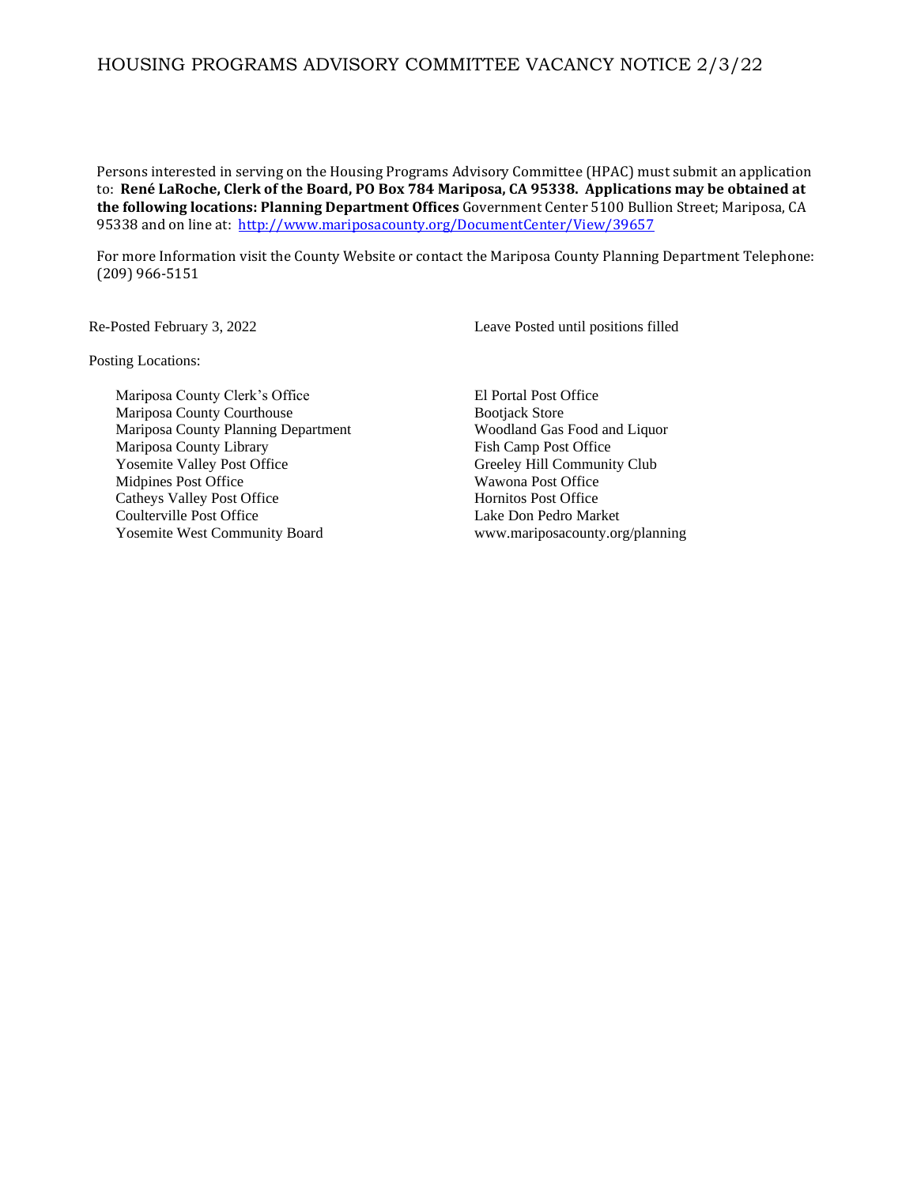# HOUSING PROGRAMS ADVISORY COMMITTEE VACANCY NOTICE 2/3/22

Persons interested in serving on the Housing Programs Advisory Committee (HPAC) must submit an application to: **René LaRoche, Clerk of the Board, PO Box 784 Mariposa, CA 95338. Applications may be obtained at the following locations: Planning Department Offices** Government Center 5100 Bullion Street; Mariposa, CA 95338 and on line at: [http://www.mariposacounty.org/DocumentCenter/View/39657](http://www.mariposacounty.org/DocumentCenter/View/39657)

For more Information visit the County Website or contact the Mariposa County Planning Department Telephone: (209) 966-5151

Re-Posted February 3, 2022

Leave Posted until positions filled

Posting Locations:

- Mariposa County Clerk's Office
- Mariposa County Courthouse
- Mariposa County Planning Department
- Mariposa County Library
- Yosemite Valley Post Office
- Midpines Post Office
- Catheys Valley Post Office
- Coulterville Post Office
- Yosemite West Community Board
- El Portal Post Office
- Bootjack Store
- Woodland Gas Food and Liquor
- Fish Camp Post Office
- Greeley Hill Community Club
- Wawona Post Office
- Hornitos Post Office
- Lake Don Pedro Market
- www.mariposacounty.org/planning